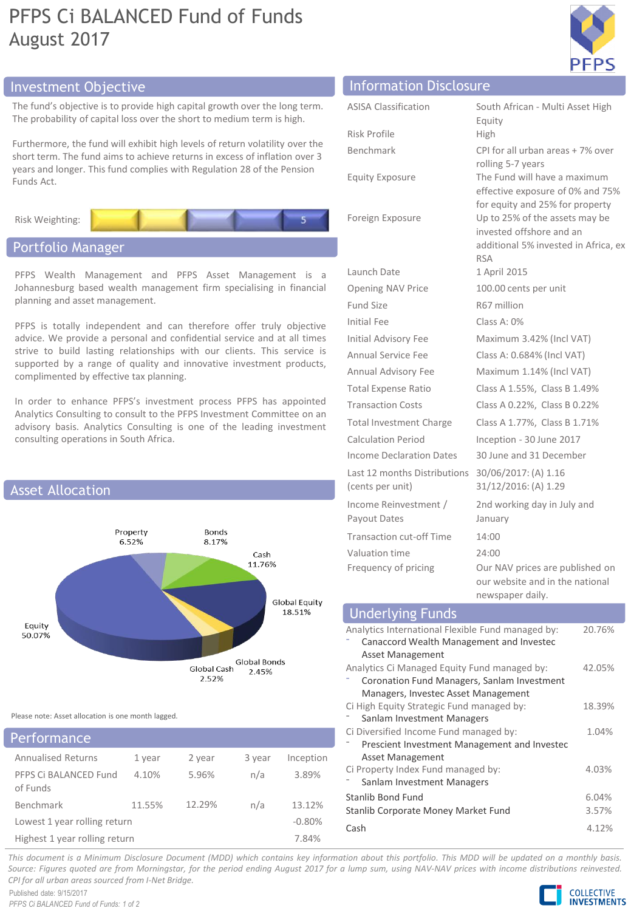# PFPS Ci BALANCED Fund of Funds
August 2017

## Investment Objective

The fund's objective is to provide high capital growth over the long term. The probability of capital loss over the short to medium term is high.

Furthermore, the fund will exhibit high levels of return volatility over the short term. The fund aims to achieve returns in excess of inflation over 3 years and longer. This fund complies with Regulation 28 of the Pension Funds Act.

Risk Weighting: 5

## Portfolio Manager

PFPS Wealth Management and PFPS Asset Management is a Johannesburg based wealth management firm specialising in financial planning and asset management.

PFPS is totally independent and can therefore offer truly objective advice. We provide a personal and confidential service and at all times strive to build lasting relationships with our clients. This service is supported by a range of quality and innovative investment products, complimented by effective tax planning.

In order to enhance PFPS's investment process PFPS has appointed Analytics Consulting to consult to the PFPS Investment Committee on an advisory basis. Analytics Consulting is one of the leading investment consulting operations in South Africa.

## Asset Allocation

Property 6.52%
Bonds 8.17%
Cash 11.76%
Global Equity 18.51%
Global Bonds 2.45%
Global Cash 2.52%
Equity 50.07%

Please note: Asset allocation is one month lagged.

## Performance

| Annualised Returns | 1 year | 2 year | 3 year | Inception |
|---|---|---|---|---|
| PFPS Ci BALANCED Fund of Funds | 4.10% | 5.96% | n/a | 3.89% |
| Benchmark | 11.55% | 12.29% | n/a | 13.12% |
| Lowest 1 year rolling return | | | | -0.80% |
| Highest 1 year rolling return | | | | 7.84% |

## Information Disclosure

| | |
|---|---|
| ASISA Classification | South African - Multi Asset High Equity |
| Risk Profile | High |
| Benchmark | CPI for all urban areas + 7% over rolling 5-7 years |
| Equity Exposure | The Fund will have a maximum effective exposure of 0% and 75% for equity and 25% for property |
| Foreign Exposure | Up to 25% of the assets may be invested offshore and an additional 5% invested in Africa, ex RSA |
| Launch Date | 1 April 2015 |
| Opening NAV Price | 100.00 cents per unit |
| Fund Size | R67 million |
| Initial Fee | Class A: 0% |
| Initial Advisory Fee | Maximum 3.42% (Incl VAT) |
| Annual Service Fee | Class A: 0.684% (Incl VAT) |
| Annual Advisory Fee | Maximum 1.14% (Incl VAT) |
| Total Expense Ratio | Class A 1.55%, Class B 1.49% |
| Transaction Costs | Class A 0.22%, Class B 0.22% |
| Total Investment Charge | Class A 1.77%, Class B 1.71% |
| Calculation Period | Inception - 30 June 2017 |
| Income Declaration Dates | 30 June and 31 December |
| Last 12 months Distributions (cents per unit) | 30/06/2017: (A) 1.16<br>31/12/2016: (A) 1.29 |
| Income Reinvestment / Payout Dates | 2nd working day in July and January |
| Transaction cut-off Time | 14:00 |
| Valuation time | 24:00 |
| Frequency of pricing | Our NAV prices are published on our website and in the national newspaper daily. |

## Underlying Funds

| | |
|---|---|
| Analytics International Flexible Fund managed by:<br>- Canaccord Wealth Management and Investec Asset Management | 20.76% |
| Analytics Ci Managed Equity Fund managed by:<br>- Coronation Fund Managers, Sanlam Investment Managers, Investec Asset Management | 42.05% |
| Ci High Equity Strategic Fund managed by:<br>- Sanlam Investment Managers | 18.39% |
| Ci Diversified Income Fund managed by:<br>- Prescient Investment Management and Investec Asset Management | 1.04% |
| Ci Property Index Fund managed by:<br>- Sanlam Investment Managers | 4.03% |
| Stanlib Bond Fund | 6.04% |
| Stanlib Corporate Money Market Fund | 3.57% |
| Cash | 4.12% |

*This document is a Minimum Disclosure Document (MDD) which contains key information about this portfolio. This MDD will be updated on a monthly basis. Source: Figures quoted are from Morningstar, for the period ending August 2017 for a lump sum, using NAV-NAV prices with income distributions reinvested. CPI for all urban areas sourced from I-Net Bridge.*

Published date: 9/15/2017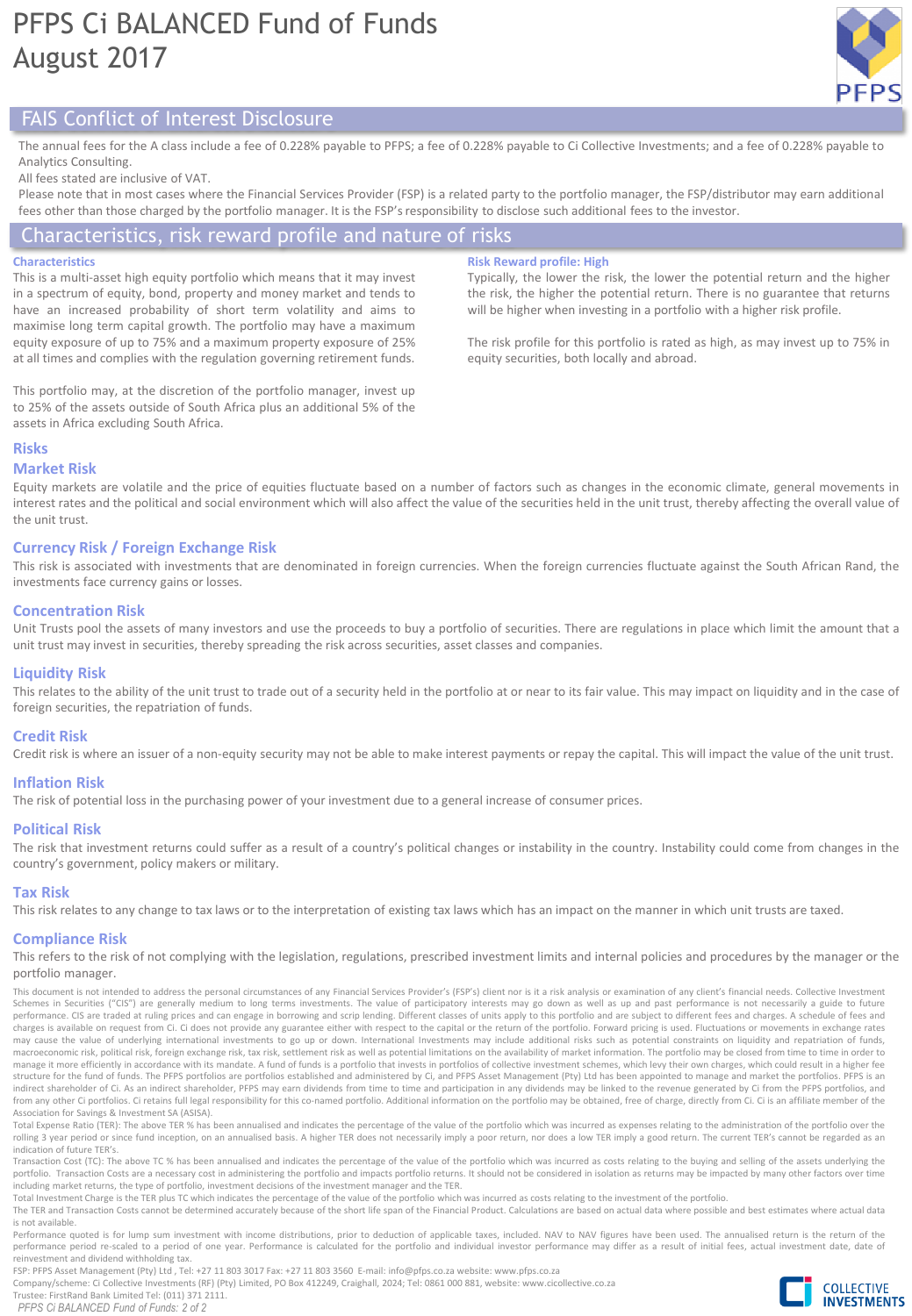# PFPS Ci BALANCED Fund of Funds
August 2017

## FAIS Conflict of Interest Disclosure

The annual fees for the A class include a fee of 0.228% payable to PFPS; a fee of 0.228% payable to Ci Collective Investments; and a fee of 0.228% payable to Analytics Consulting.

All fees stated are inclusive of VAT.

Please note that in most cases where the Financial Services Provider (FSP) is a related party to the portfolio manager, the FSP/distributor may earn additional fees other than those charged by the portfolio manager. It is the FSP's responsibility to disclose such additional fees to the investor.

## Characteristics, risk reward profile and nature of risks

### Characteristics

This is a multi-asset high equity portfolio which means that it may invest in a spectrum of equity, bond, property and money market and tends to have an increased probability of short term volatility and aims to maximise long term capital growth. The portfolio may have a maximum equity exposure of up to 75% and a maximum property exposure of 25% at all times and complies with the regulation governing retirement funds.

This portfolio may, at the discretion of the portfolio manager, invest up to 25% of the assets outside of South Africa plus an additional 5% of the assets in Africa excluding South Africa.

### Risk Reward profile: High

Typically, the lower the risk, the lower the potential return and the higher the risk, the higher the potential return. There is no guarantee that returns will be higher when investing in a portfolio with a higher risk profile.

The risk profile for this portfolio is rated as high, as may invest up to 75% in equity securities, both locally and abroad.

### Risks

### Market Risk

Equity markets are volatile and the price of equities fluctuate based on a number of factors such as changes in the economic climate, general movements in interest rates and the political and social environment which will also affect the value of the securities held in the unit trust, thereby affecting the overall value of the unit trust.

### Currency Risk / Foreign Exchange Risk

This risk is associated with investments that are denominated in foreign currencies. When the foreign currencies fluctuate against the South African Rand, the investments face currency gains or losses.

### Concentration Risk

Unit Trusts pool the assets of many investors and use the proceeds to buy a portfolio of securities. There are regulations in place which limit the amount that a unit trust may invest in securities, thereby spreading the risk across securities, asset classes and companies.

### Liquidity Risk

This relates to the ability of the unit trust to trade out of a security held in the portfolio at or near to its fair value. This may impact on liquidity and in the case of foreign securities, the repatriation of funds.

### Credit Risk

Credit risk is where an issuer of a non-equity security may not be able to make interest payments or repay the capital. This will impact the value of the unit trust.

### Inflation Risk

The risk of potential loss in the purchasing power of your investment due to a general increase of consumer prices.

### Political Risk

The risk that investment returns could suffer as a result of a country's political changes or instability in the country. Instability could come from changes in the country's government, policy makers or military.

### Tax Risk

This risk relates to any change to tax laws or to the interpretation of existing tax laws which has an impact on the manner in which unit trusts are taxed.

### Compliance Risk

This refers to the risk of not complying with the legislation, regulations, prescribed investment limits and internal policies and procedures by the manager or the portfolio manager.

This document is not intended to address the personal circumstances of any Financial Services Provider's (FSP's) client nor is it a risk analysis or examination of any client's financial needs. Collective Investment Schemes in Securities ("CIS") are generally medium to long terms investments. The value of participatory interests may go down as well as up and past performance is not necessarily a guide to future performance. CIS are traded at ruling prices and can engage in borrowing and scrip lending. Different classes of units apply to this portfolio and are subject to different fees and charges. A schedule of fees and charges is available on request from Ci. Ci does not provide any guarantee either with respect to the capital or the return of the portfolio. Forward pricing is used. Fluctuations or movements in exchange rates may cause the value of underlying international investments to go up or down. International Investments may include additional risks such as potential constraints on liquidity and repatriation of funds, macroeconomic risk, political risk, foreign exchange risk, tax risk, settlement risk as well as potential limitations on the availability of market information. The portfolio may be closed from time to time in order to manage it more efficiently in accordance with its mandate. A fund of funds is a portfolio that invests in portfolios of collective investment schemes, which levy their own charges, which could result in a higher fee structure for the fund of funds. The PFPS portfolios are portfolios established and administered by Ci, and PFPS Asset Management (Pty) Ltd has been appointed to manage and market the portfolios. PFPS is an indirect shareholder of Ci. As an indirect shareholder, PFPS may earn dividends from time to time and participation in any dividends may be linked to the revenue generated by Ci from the PFPS portfolios, and from any other Ci portfolios. Ci retains full legal responsibility for this co-named portfolio. Additional information on the portfolio may be obtained, free of charge, directly from Ci. Ci is an affiliate member of the Association for Savings & Investment SA (ASISA).

Total Expense Ratio (TER): The above TER % has been annualised and indicates the percentage of the value of the portfolio which was incurred as expenses relating to the administration of the portfolio over the rolling 3 year period or since fund inception, on an annualised basis. A higher TER does not necessarily imply a poor return, nor does a low TER imply a good return. The current TER's cannot be regarded as an indication of future TER's.

Transaction Cost (TC): The above TC % has been annualised and indicates the percentage of the value of the portfolio which was incurred as costs relating to the buying and selling of the assets underlying the portfolio. Transaction Costs are a necessary cost in administering the portfolio and impacts portfolio returns. It should not be considered in isolation as returns may be impacted by many other factors over time including market returns, the type of portfolio, investment decisions of the investment manager and the TER.

Total Investment Charge is the TER plus TC which indicates the percentage of the value of the portfolio which was incurred as costs relating to the investment of the portfolio.

The TER and Transaction Costs cannot be determined accurately because of the short life span of the Financial Product. Calculations are based on actual data where possible and best estimates where actual data is not available.

Performance quoted is for lump sum investment with income distributions, prior to deduction of applicable taxes, included. NAV to NAV figures have been used. The annualised return is the return of the performance period re-scaled to a period of one year. Performance is calculated for the portfolio and individual investor performance may differ as a result of initial fees, actual investment date, date of reinvestment and dividend withholding tax.

FSP: PFPS Asset Management (Pty) Ltd , Tel: +27 11 803 3017 Fax: +27 11 803 3560 E-mail: info@pfps.co.za website: www.pfps.co.za

Company/scheme: Ci Collective Investments (RF) (Pty) Limited, PO Box 412249, Craighall, 2024; Tel: 0861 000 881, website: www.cicollective.co.za

Trustee: FirstRand Bank Limited Tel: (011) 371 2111.